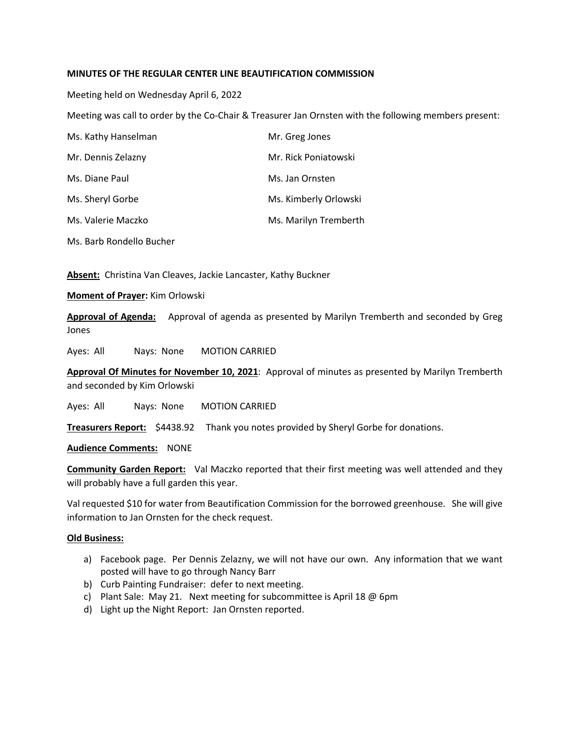**MINUTES OF THE REGULAR CENTER LINE BEAUTIFICATION COMMISSION**

Meeting held on Wednesday April 6, 2022

Meeting was call to order by the Co-Chair & Treasurer Jan Ornsten with the following members present:

| | |
|---|---|
| Ms. Kathy Hanselman | Mr. Greg Jones |
| Mr. Dennis Zelazny | Mr. Rick Poniatowski |
| Ms. Diane Paul | Ms. Jan Ornsten |
| Ms. Sheryl Gorbe | Ms. Kimberly Orlowski |
| Ms. Valerie Maczko | Ms. Marilyn Tremberth |
| Ms. Barb Rondello Bucher | |

**Absent:** Christina Van Cleaves, Jackie Lancaster, Kathy Buckner

**Moment of Prayer:** Kim Orlowski

**Approval of Agenda:** Approval of agenda as presented by Marilyn Tremberth and seconded by Greg Jones

Ayes: All Nays: None MOTION CARRIED

**Approval Of Minutes for November 10, 2021**: Approval of minutes as presented by Marilyn Tremberth and seconded by Kim Orlowski

Ayes: All Nays: None MOTION CARRIED

**Treasurers Report:** $4438.92 Thank you notes provided by Sheryl Gorbe for donations.

**Audience Comments:** NONE

**Community Garden Report:** Val Maczko reported that their first meeting was well attended and they will probably have a full garden this year.

Val requested $10 for water from Beautification Commission for the borrowed greenhouse. She will give information to Jan Ornsten for the check request.

**Old Business:**

a) Facebook page. Per Dennis Zelazny, we will not have our own. Any information that we want posted will have to go through Nancy Barr
b) Curb Painting Fundraiser: defer to next meeting.
c) Plant Sale: May 21. Next meeting for subcommittee is April 18 @ 6pm
d) Light up the Night Report: Jan Ornsten reported.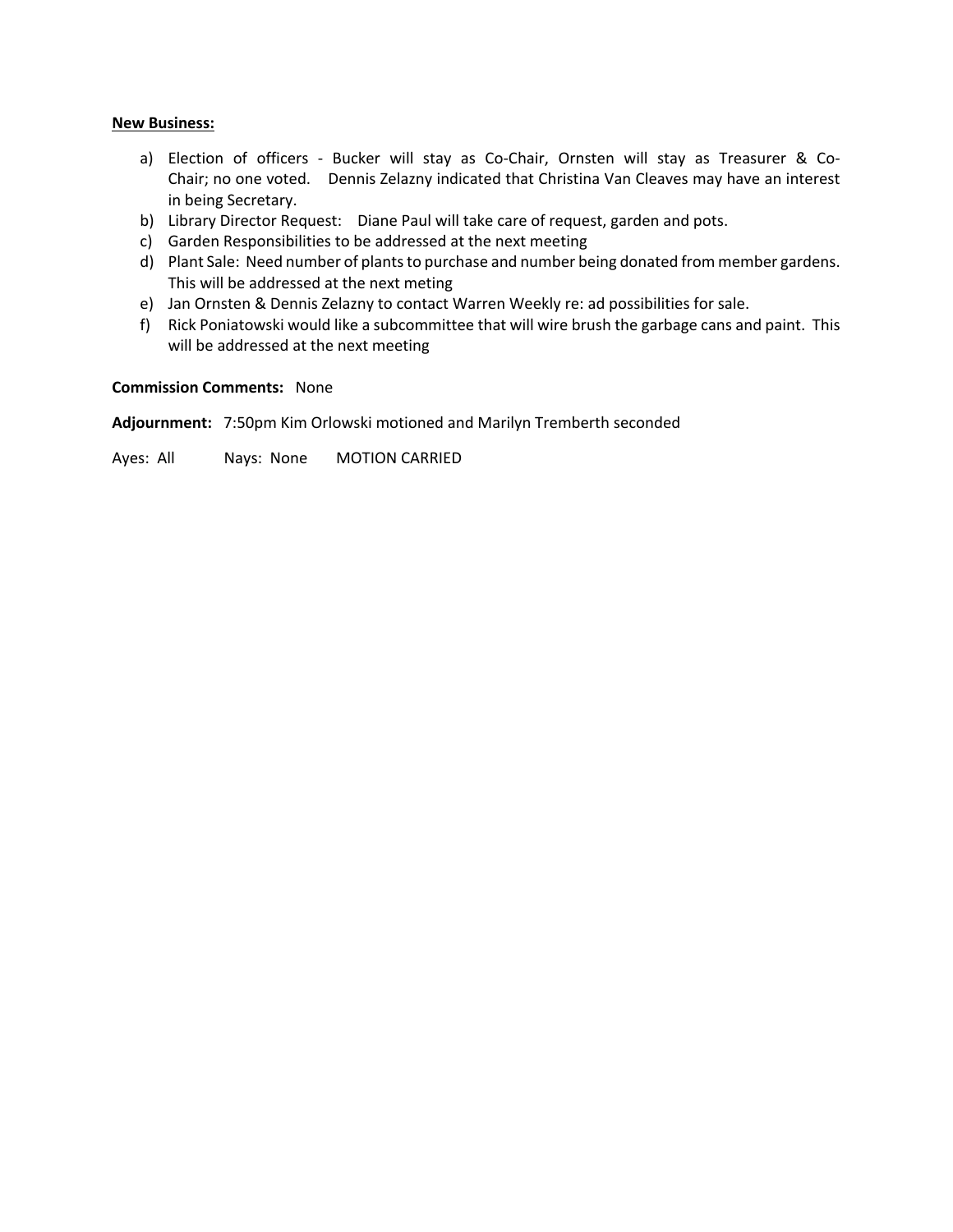**New Business:**

a) Election of officers - Bucker will stay as Co-Chair, Ornsten will stay as Treasurer & Co-Chair; no one voted. Dennis Zelazny indicated that Christina Van Cleaves may have an interest in being Secretary.
b) Library Director Request: Diane Paul will take care of request, garden and pots.
c) Garden Responsibilities to be addressed at the next meeting
d) Plant Sale: Need number of plants to purchase and number being donated from member gardens. This will be addressed at the next meting
e) Jan Ornsten & Dennis Zelazny to contact Warren Weekly re: ad possibilities for sale.
f) Rick Poniatowski would like a subcommittee that will wire brush the garbage cans and paint. This will be addressed at the next meeting

**Commission Comments:** None

**Adjournment:** 7:50pm Kim Orlowski motioned and Marilyn Tremberth seconded

Ayes: All Nays: None MOTION CARRIED